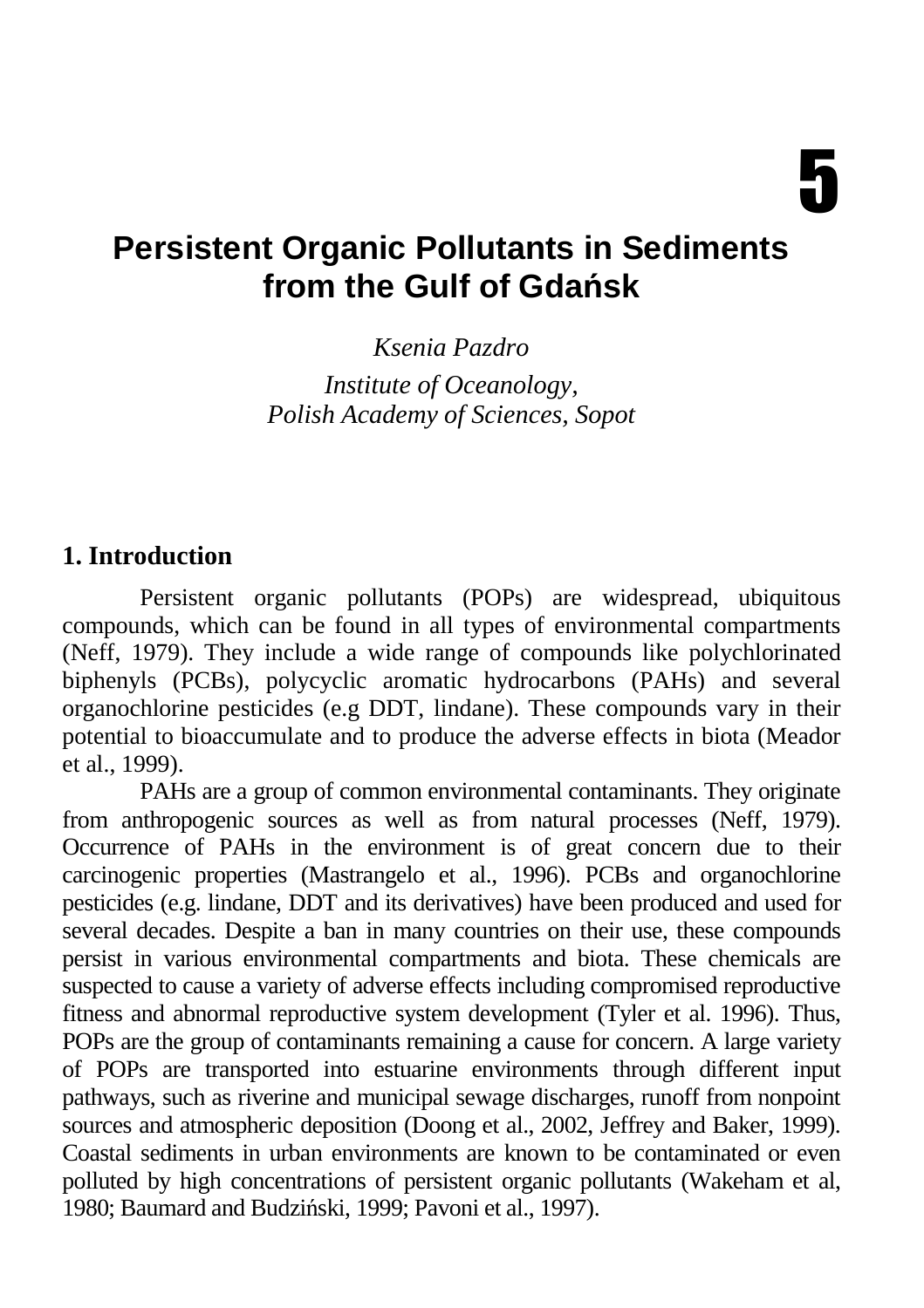# 5

# Persistent Organic Pollutants in Sediments from the Gulf of Gdańsk

*Ksenia Pazdro*

*Institute of Oceanology,*
*Polish Academy of Sciences, Sopot*

## 1. Introduction

Persistent organic pollutants (POPs) are widespread, ubiquitous compounds, which can be found in all types of environmental compartments (Neff, 1979). They include a wide range of compounds like polychlorinated biphenyls (PCBs), polycyclic aromatic hydrocarbons (PAHs) and several organochlorine pesticides (e.g DDT, lindane). These compounds vary in their potential to bioaccumulate and to produce the adverse effects in biota (Meador et al., 1999).

PAHs are a group of common environmental contaminants. They originate from anthropogenic sources as well as from natural processes (Neff, 1979). Occurrence of PAHs in the environment is of great concern due to their carcinogenic properties (Mastrangelo et al., 1996). PCBs and organochlorine pesticides (e.g. lindane, DDT and its derivatives) have been produced and used for several decades. Despite a ban in many countries on their use, these compounds persist in various environmental compartments and biota. These chemicals are suspected to cause a variety of adverse effects including compromised reproductive fitness and abnormal reproductive system development (Tyler et al. 1996). Thus, POPs are the group of contaminants remaining a cause for concern. A large variety of POPs are transported into estuarine environments through different input pathways, such as riverine and municipal sewage discharges, runoff from nonpoint sources and atmospheric deposition (Doong et al., 2002, Jeffrey and Baker, 1999). Coastal sediments in urban environments are known to be contaminated or even polluted by high concentrations of persistent organic pollutants (Wakeham et al, 1980; Baumard and Budziński, 1999; Pavoni et al., 1997).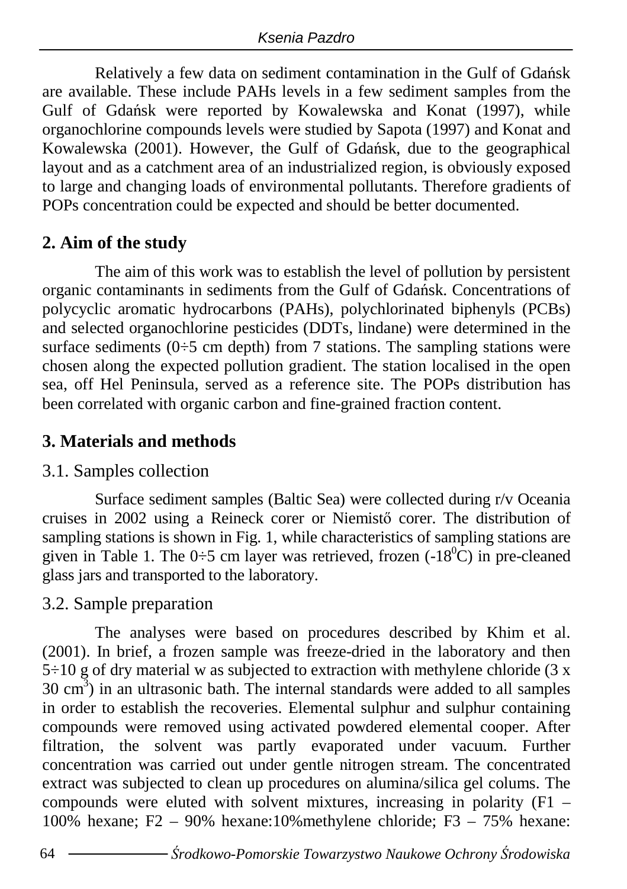Relatively a few data on sediment contamination in the Gulf of Gdańsk are available. These include PAHs levels in a few sediment samples from the Gulf of Gdańsk were reported by Kowalewska and Konat (1997), while organochlorine compounds levels were studied by Sapota (1997) and Konat and Kowalewska (2001). However, the Gulf of Gdańsk, due to the geographical layout and as a catchment area of an industrialized region, is obviously exposed to large and changing loads of environmental pollutants. Therefore gradients of POPs concentration could be expected and should be better documented.

## 2. Aim of the study

The aim of this work was to establish the level of pollution by persistent organic contaminants in sediments from the Gulf of Gdańsk. Concentrations of polycyclic aromatic hydrocarbons (PAHs), polychlorinated biphenyls (PCBs) and selected organochlorine pesticides (DDTs, lindane) were determined in the surface sediments (0÷5 cm depth) from 7 stations. The sampling stations were chosen along the expected pollution gradient. The station localised in the open sea, off Hel Peninsula, served as a reference site. The POPs distribution has been correlated with organic carbon and fine-grained fraction content.

## 3. Materials and methods

### 3.1. Samples collection

Surface sediment samples (Baltic Sea) were collected during r/v Oceania cruises in 2002 using a Reineck corer or Niemistő corer. The distribution of sampling stations is shown in Fig. 1, while characteristics of sampling stations are given in Table 1. The 0÷5 cm layer was retrieved, frozen (-18$^{0}$C) in pre-cleaned glass jars and transported to the laboratory.

### 3.2. Sample preparation

The analyses were based on procedures described by Khim et al. (2001). In brief, a frozen sample was freeze-dried in the laboratory and then 5÷10 g of dry material w as subjected to extraction with methylene chloride (3 x 30 cm$^{3}$) in an ultrasonic bath. The internal standards were added to all samples in order to establish the recoveries. Elemental sulphur and sulphur containing compounds were removed using activated powdered elemental cooper. After filtration, the solvent was partly evaporated under vacuum. Further concentration was carried out under gentle nitrogen stream. The concentrated extract was subjected to clean up procedures on alumina/silica gel colums. The compounds were eluted with solvent mixtures, increasing in polarity (F1 – 100% hexane; F2 – 90% hexane:10%methylene chloride; F3 – 75% hexane: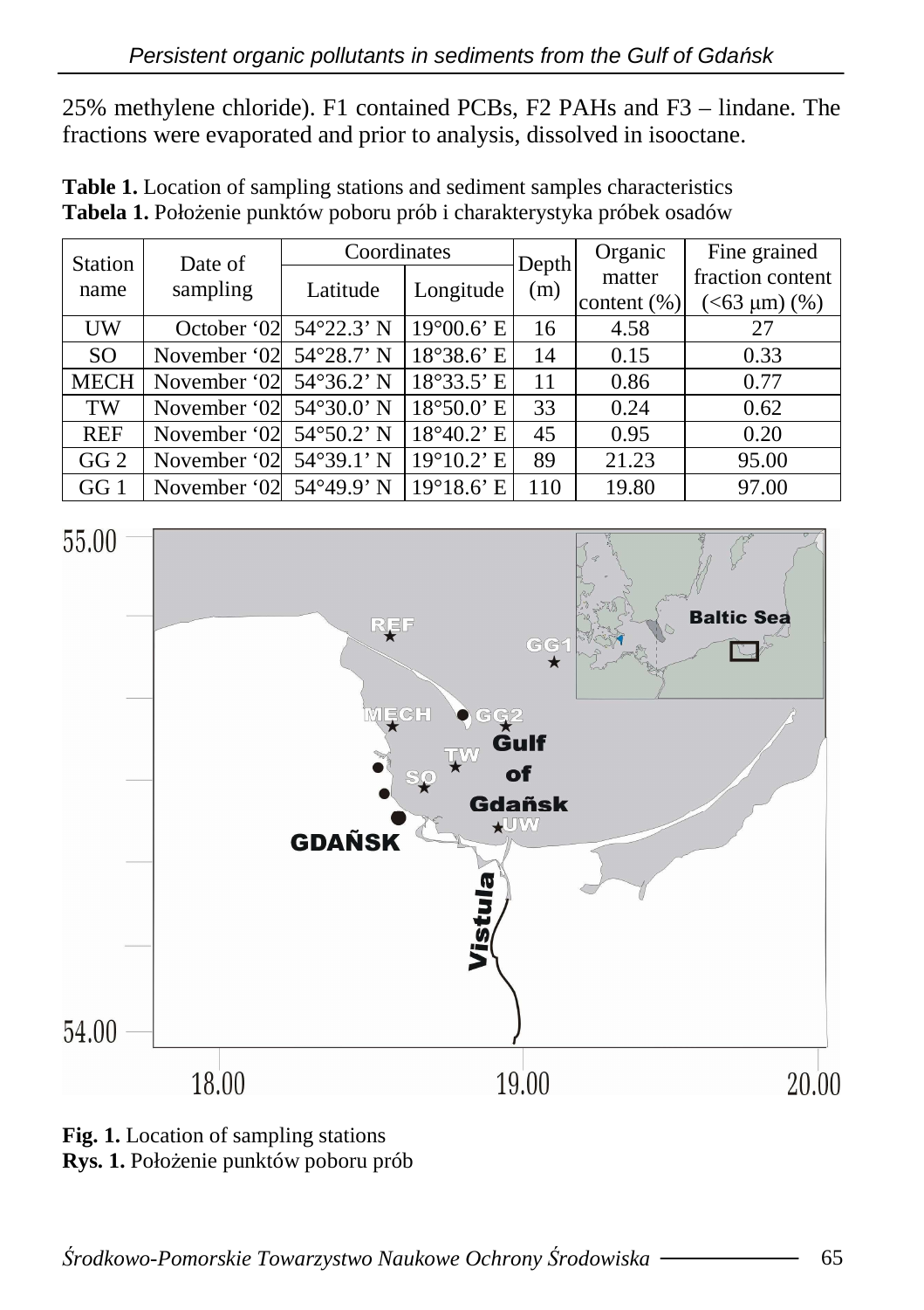25% methylene chloride). F1 contained PCBs, F2 PAHs and F3 – lindane. The fractions were evaporated and prior to analysis, dissolved in isooctane.

**Table 1.** Location of sampling stations and sediment samples characteristics
**Tabela 1.** Położenie punktów poboru prób i charakterystyka próbek osadów

| Station name | Date of sampling | Coordinates | | Depth (m) | Organic matter content (%) | Fine grained fraction content (<63 μm) (%) |
|---|---|---|---|---|---|---|
| | | Latitude | Longitude | | | |
| UW | October '02 | 54°22.3' N | 19°00.6' E | 16 | 4.58 | 27 |
| SO | November '02 | 54°28.7' N | 18°38.6' E | 14 | 0.15 | 0.33 |
| MECH | November '02 | 54°36.2' N | 18°33.5' E | 11 | 0.86 | 0.77 |
| TW | November '02 | 54°30.0' N | 18°50.0' E | 33 | 0.24 | 0.62 |
| REF | November '02 | 54°50.2' N | 18°40.2' E | 45 | 0.95 | 0.20 |
| GG 2 | November '02 | 54°39.1' N | 19°10.2' E | 89 | 21.23 | 95.00 |
| GG 1 | November '02 | 54°49.9' N | 19°18.6' E | 110 | 19.80 | 97.00 |

**Fig. 1.** Location of sampling stations
**Rys. 1.** Położenie punktów poboru prób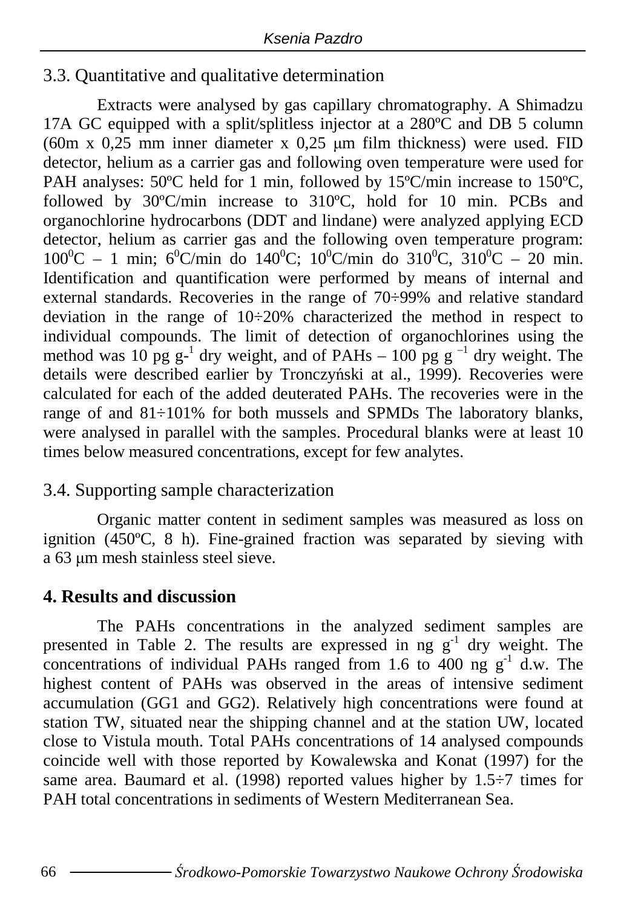## 3.3. Quantitative and qualitative determination

Extracts were analysed by gas capillary chromatography. A Shimadzu 17A GC equipped with a split/splitless injector at a 280ºC and DB 5 column (60m x 0,25 mm inner diameter x 0,25 μm film thickness) were used. FID detector, helium as a carrier gas and following oven temperature were used for PAH analyses: 50ºC held for 1 min, followed by 15ºC/min increase to 150ºC, followed by 30ºC/min increase to 310ºC, hold for 10 min. PCBs and organochlorine hydrocarbons (DDT and lindane) were analyzed applying ECD detector, helium as carrier gas and the following oven temperature program: $100^0$C – 1 min; $6^0$C/min do $140^0$C; $10^0$C/min do $310^0$C, $310^0$C – 20 min. Identification and quantification were performed by means of internal and external standards. Recoveries in the range of 70÷99% and relative standard deviation in the range of 10÷20% characterized the method in respect to individual compounds. The limit of detection of organochlorines using the method was 10 pg $g^{-1}$ dry weight, and of PAHs – 100 pg $g^{-1}$ dry weight. The details were described earlier by Tronczyński at al., 1999). Recoveries were calculated for each of the added deuterated PAHs. The recoveries were in the range of and 81÷101% for both mussels and SPMDs The laboratory blanks, were analysed in parallel with the samples. Procedural blanks were at least 10 times below measured concentrations, except for few analytes.

## 3.4. Supporting sample characterization

Organic matter content in sediment samples was measured as loss on ignition (450ºC, 8 h). Fine-grained fraction was separated by sieving with a 63 μm mesh stainless steel sieve.

# 4. Results and discussion

The PAHs concentrations in the analyzed sediment samples are presented in Table 2. The results are expressed in ng $g^{-1}$ dry weight. The concentrations of individual PAHs ranged from 1.6 to 400 ng $g^{-1}$ d.w. The highest content of PAHs was observed in the areas of intensive sediment accumulation (GG1 and GG2). Relatively high concentrations were found at station TW, situated near the shipping channel and at the station UW, located close to Vistula mouth. Total PAHs concentrations of 14 analysed compounds coincide well with those reported by Kowalewska and Konat (1997) for the same area. Baumard et al. (1998) reported values higher by 1.5÷7 times for PAH total concentrations in sediments of Western Mediterranean Sea.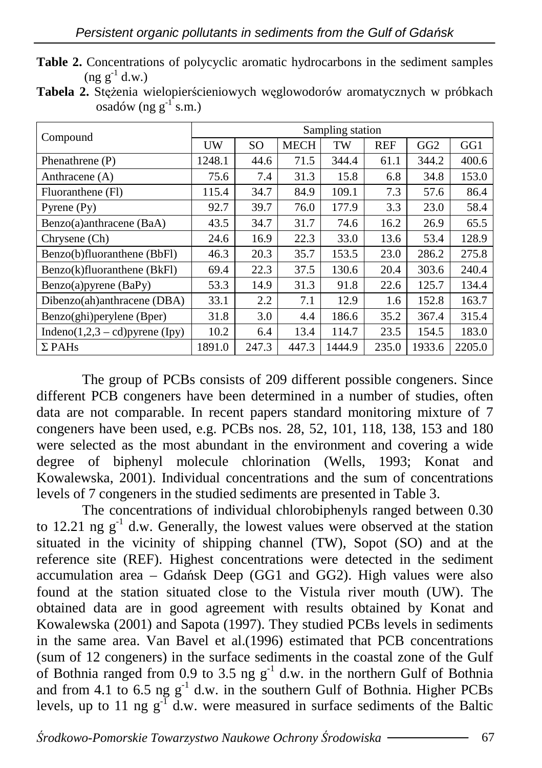**Table 2.** Concentrations of polycyclic aromatic hydrocarbons in the sediment samples (ng $g^{-1}$ d.w.)

**Tabela 2.** Stężenia wielopierścieniowych węglowodorów aromatycznych w próbkach osadów (ng $g^{-1}$ s.m.)

| Compound | Sampling station | | | | | | |
|---|---|---|---|---|---|---|---|
| | UW | SO | MECH | TW | REF | GG2 | GG1 |
| Phenathrene (P) | 1248.1 | 44.6 | 71.5 | 344.4 | 61.1 | 344.2 | 400.6 |
| Anthracene (A) | 75.6 | 7.4 | 31.3 | 15.8 | 6.8 | 34.8 | 153.0 |
| Fluoranthene (Fl) | 115.4 | 34.7 | 84.9 | 109.1 | 7.3 | 57.6 | 86.4 |
| Pyrene (Py) | 92.7 | 39.7 | 76.0 | 177.9 | 3.3 | 23.0 | 58.4 |
| Benzo(a)anthracene (BaA) | 43.5 | 34.7 | 31.7 | 74.6 | 16.2 | 26.9 | 65.5 |
| Chrysene (Ch) | 24.6 | 16.9 | 22.3 | 33.0 | 13.6 | 53.4 | 128.9 |
| Benzo(b)fluoranthene (BbFl) | 46.3 | 20.3 | 35.7 | 153.5 | 23.0 | 286.2 | 275.8 |
| Benzo(k)fluoranthene (BkFl) | 69.4 | 22.3 | 37.5 | 130.6 | 20.4 | 303.6 | 240.4 |
| Benzo(a)pyrene (BaPy) | 53.3 | 14.9 | 31.3 | 91.8 | 22.6 | 125.7 | 134.4 |
| Dibenzo(ah)anthracene (DBA) | 33.1 | 2.2 | 7.1 | 12.9 | 1.6 | 152.8 | 163.7 |
| Benzo(ghi)perylene (Bper) | 31.8 | 3.0 | 4.4 | 186.6 | 35.2 | 367.4 | 315.4 |
| Indeno(1,2,3 – cd)pyrene (Ipy) | 10.2 | 6.4 | 13.4 | 114.7 | 23.5 | 154.5 | 183.0 |
| Σ PAHs | 1891.0 | 247.3 | 447.3 | 1444.9 | 235.0 | 1933.6 | 2205.0 |

The group of PCBs consists of 209 different possible congeners. Since different PCB congeners have been determined in a number of studies, often data are not comparable. In recent papers standard monitoring mixture of 7 congeners have been used, e.g. PCBs nos. 28, 52, 101, 118, 138, 153 and 180 were selected as the most abundant in the environment and covering a wide degree of biphenyl molecule chlorination (Wells, 1993; Konat and Kowalewska, 2001). Individual concentrations and the sum of concentrations levels of 7 congeners in the studied sediments are presented in Table 3.

The concentrations of individual chlorobiphenyls ranged between 0.30 to 12.21 ng $g^{-1}$ d.w. Generally, the lowest values were observed at the station situated in the vicinity of shipping channel (TW), Sopot (SO) and at the reference site (REF). Highest concentrations were detected in the sediment accumulation area – Gdańsk Deep (GG1 and GG2). High values were also found at the station situated close to the Vistula river mouth (UW). The obtained data are in good agreement with results obtained by Konat and Kowalewska (2001) and Sapota (1997). They studied PCBs levels in sediments in the same area. Van Bavel et al.(1996) estimated that PCB concentrations (sum of 12 congeners) in the surface sediments in the coastal zone of the Gulf of Bothnia ranged from 0.9 to 3.5 ng $g^{-1}$ d.w. in the northern Gulf of Bothnia and from 4.1 to 6.5 ng $g^{-1}$ d.w. in the southern Gulf of Bothnia. Higher PCBs levels, up to 11 ng $g^{-1}$ d.w. were measured in surface sediments of the Baltic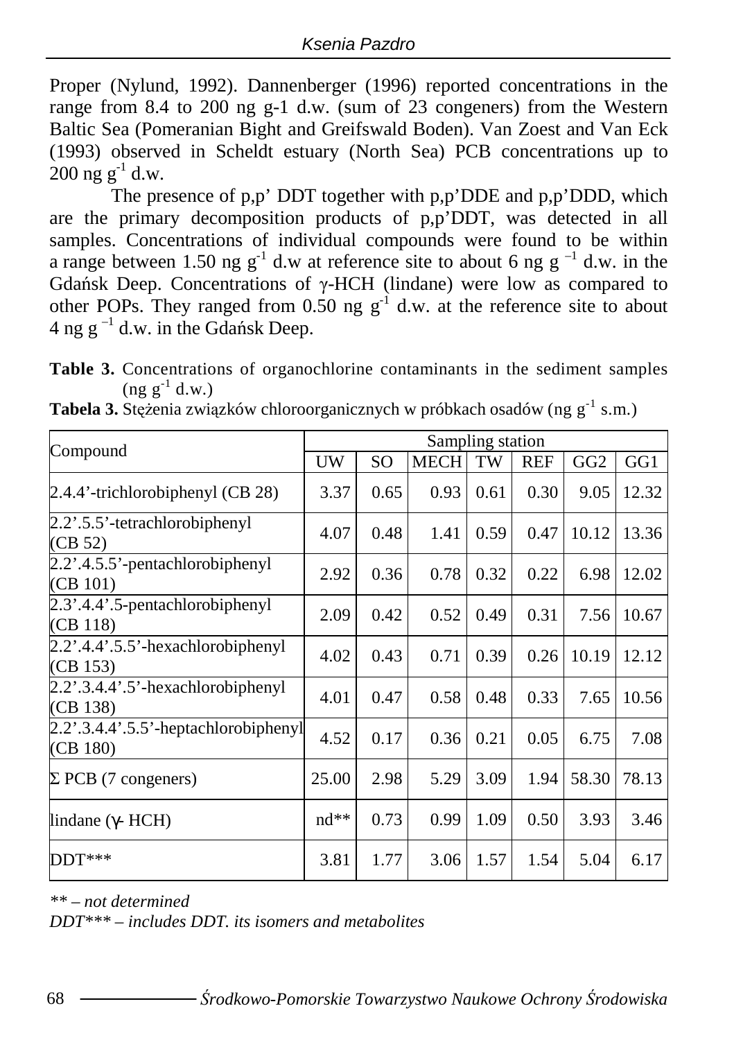Proper (Nylund, 1992). Dannenberger (1996) reported concentrations in the range from 8.4 to 200 ng g-1 d.w. (sum of 23 congeners) from the Western Baltic Sea (Pomeranian Bight and Greifswald Boden). Van Zoest and Van Eck (1993) observed in Scheldt estuary (North Sea) PCB concentrations up to 200 ng $g^{-1}$ d.w.

The presence of p,p' DDT together with p,p'DDE and p,p'DDD, which are the primary decomposition products of p,p'DDT, was detected in all samples. Concentrations of individual compounds were found to be within a range between 1.50 ng $g^{-1}$ d.w at reference site to about 6 ng $g^{-1}$ d.w. in the Gdańsk Deep. Concentrations of γ-HCH (lindane) were low as compared to other POPs. They ranged from 0.50 ng $g^{-1}$ d.w. at the reference site to about 4 ng $g^{-1}$ d.w. in the Gdańsk Deep.

**Table 3.** Concentrations of organochlorine contaminants in the sediment samples (ng $g^{-1}$ d.w.)

**Tabela 3.** Stężenia związków chloroorganicznych w próbkach osadów (ng $g^{-1}$ s.m.)

| Compound | Sampling station | | | | | | |
|---|---|---|---|---|---|---|---|
| | UW | SO | MECH | TW | REF | GG2 | GG1 |
| 2.4.4'-trichlorobiphenyl (CB 28) | 3.37 | 0.65 | 0.93 | 0.61 | 0.30 | 9.05 | 12.32 |
| 2.2'.5.5'-tetrachlorobiphenyl (CB 52) | 4.07 | 0.48 | 1.41 | 0.59 | 0.47 | 10.12 | 13.36 |
| 2.2'.4.5.5'-pentachlorobiphenyl (CB 101) | 2.92 | 0.36 | 0.78 | 0.32 | 0.22 | 6.98 | 12.02 |
| 2.3'.4.4'.5-pentachlorobiphenyl (CB 118) | 2.09 | 0.42 | 0.52 | 0.49 | 0.31 | 7.56 | 10.67 |
| 2.2'.4.4'.5.5'-hexachlorobiphenyl (CB 153) | 4.02 | 0.43 | 0.71 | 0.39 | 0.26 | 10.19 | 12.12 |
| 2.2'.3.4.4'.5'-hexachlorobiphenyl (CB 138) | 4.01 | 0.47 | 0.58 | 0.48 | 0.33 | 7.65 | 10.56 |
| 2.2'.3.4.4'.5.5'-heptachlorobiphenyl (CB 180) | 4.52 | 0.17 | 0.36 | 0.21 | 0.05 | 6.75 | 7.08 |
| Σ PCB (7 congeners) | 25.00 | 2.98 | 5.29 | 3.09 | 1.94 | 58.30 | 78.13 |
| lindane (γ- HCH) | nd** | 0.73 | 0.99 | 1.09 | 0.50 | 3.93 | 3.46 |
| DDT*** | 3.81 | 1.77 | 3.06 | 1.57 | 1.54 | 5.04 | 6.17 |

*** – not determined*

*DDT*** – includes DDT. its isomers and metabolites*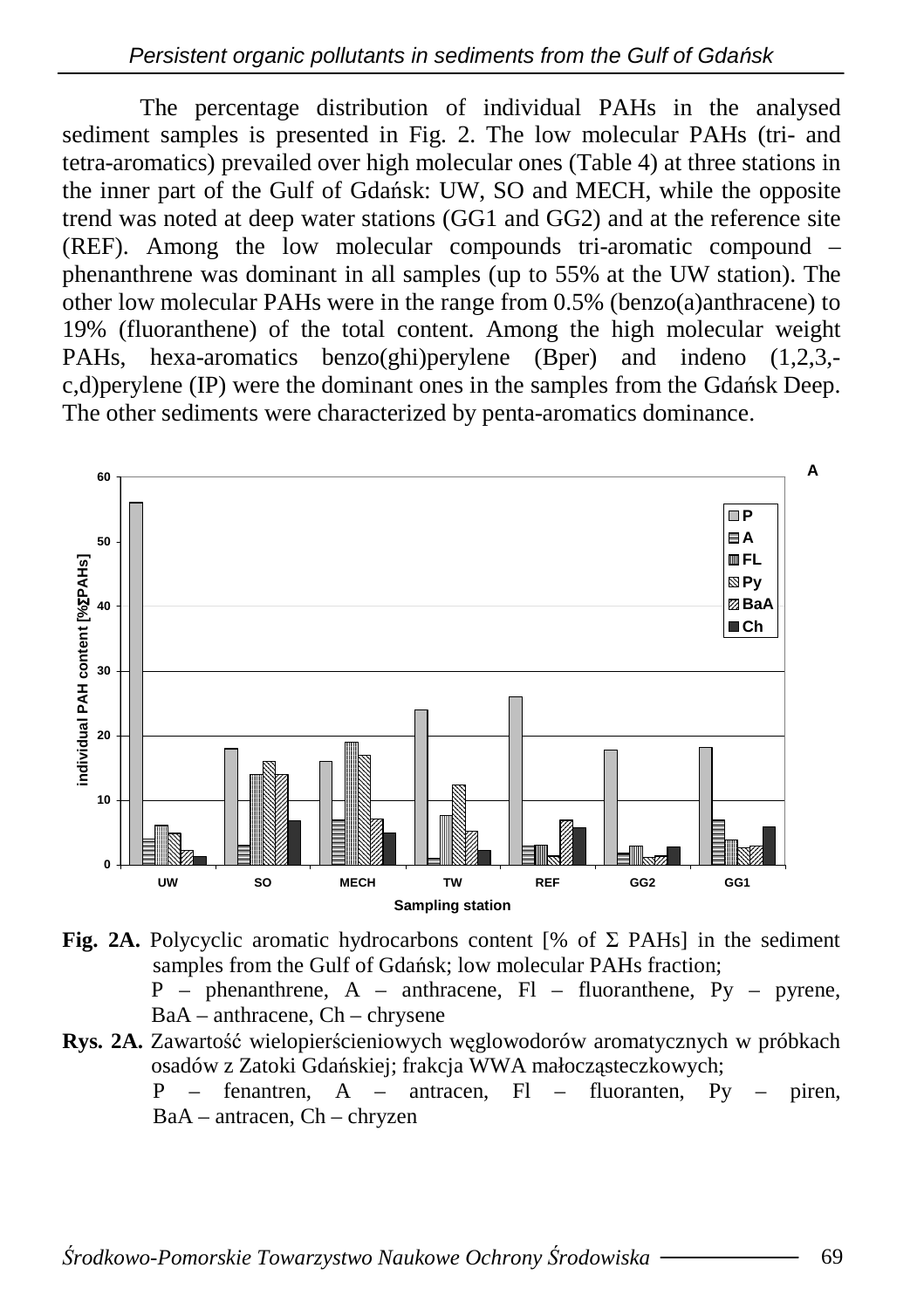The percentage distribution of individual PAHs in the analysed sediment samples is presented in Fig. 2. The low molecular PAHs (tri- and tetra-aromatics) prevailed over high molecular ones (Table 4) at three stations in the inner part of the Gulf of Gdańsk: UW, SO and MECH, while the opposite trend was noted at deep water stations (GG1 and GG2) and at the reference site (REF). Among the low molecular compounds tri-aromatic compound – phenanthrene was dominant in all samples (up to 55% at the UW station). The other low molecular PAHs were in the range from 0.5% (benzo(a)anthracene) to 19% (fluoranthene) of the total content. Among the high molecular weight PAHs, hexa-aromatics benzo(ghi)perylene (Bper) and indeno (1,2,3,-c,d)perylene (IP) were the dominant ones in the samples from the Gdańsk Deep. The other sediments were characterized by penta-aromatics dominance.

**Fig. 2A.** Polycyclic aromatic hydrocarbons content [% of Σ PAHs] in the sediment samples from the Gulf of Gdańsk; low molecular PAHs fraction;
P – phenanthrene, A – anthracene, Fl – fluoranthene, Py – pyrene, BaA – anthracene, Ch – chrysene

**Rys. 2A.** Zawartość wielopierścieniowych węglowodorów aromatycznych w próbkach osadów z Zatoki Gdańskiej; frakcja WWA małocząsteczkowych;
P – fenantren, A – antracen, Fl – fluoranten, Py – piren, BaA – antracen, Ch – chryzen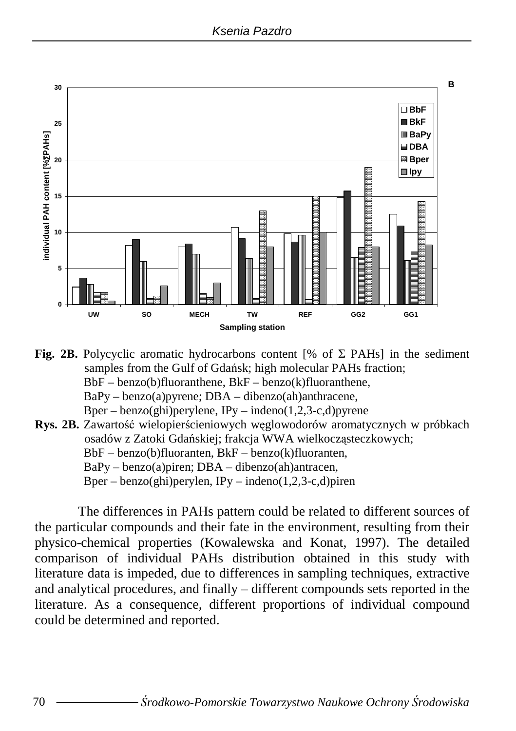**Fig. 2B.** Polycyclic aromatic hydrocarbons content [% of Σ PAHs] in the sediment samples from the Gulf of Gdańsk; high molecular PAHs fraction;
BbF – benzo(b)fluoranthene, BkF – benzo(k)fluoranthene,
BaPy – benzo(a)pyrene; DBA – dibenzo(ah)anthracene,
Bper – benzo(ghi)perylene, IPy – indeno(1,2,3-c,d)pyrene

**Rys. 2B.** Zawartość wielopierścieniowych węglowodorów aromatycznych w próbkach osadów z Zatoki Gdańskiej; frakcja WWA wielkocząsteczkowych;
BbF – benzo(b)fluoranten, BkF – benzo(k)fluoranten,
BaPy – benzo(a)piren; DBA – dibenzo(ah)antracen,
Bper – benzo(ghi)perylen, IPy – indeno(1,2,3-c,d)piren

The differences in PAHs pattern could be related to different sources of the particular compounds and their fate in the environment, resulting from their physico-chemical properties (Kowalewska and Konat, 1997). The detailed comparison of individual PAHs distribution obtained in this study with literature data is impeded, due to differences in sampling techniques, extractive and analytical procedures, and finally – different compounds sets reported in the literature. As a consequence, different proportions of individual compound could be determined and reported.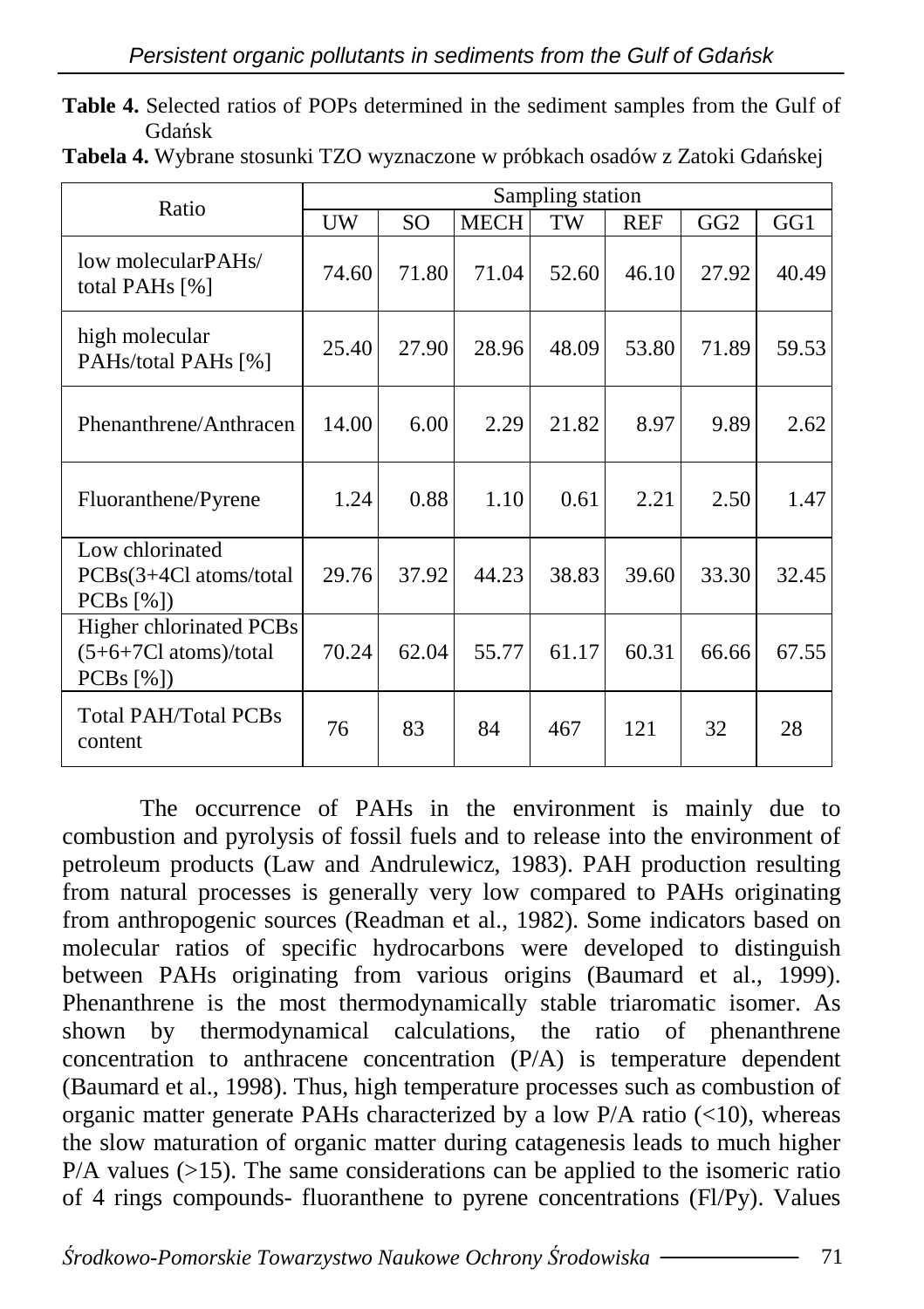**Table 4.** Selected ratios of POPs determined in the sediment samples from the Gulf of Gdańsk

**Tabela 4.** Wybrane stosunki TZO wyznaczone w próbkach osadów z Zatoki Gdańskej

| Ratio | Sampling station | | | | | | |
|---|---|---|---|---|---|---|---|
| | UW | SO | MECH | TW | REF | GG2 | GG1 |
| low molecularPAHs/ total PAHs [%] | 74.60 | 71.80 | 71.04 | 52.60 | 46.10 | 27.92 | 40.49 |
| high molecular PAHs/total PAHs [%] | 25.40 | 27.90 | 28.96 | 48.09 | 53.80 | 71.89 | 59.53 |
| Phenanthrene/Anthracen | 14.00 | 6.00 | 2.29 | 21.82 | 8.97 | 9.89 | 2.62 |
| Fluoranthene/Pyrene | 1.24 | 0.88 | 1.10 | 0.61 | 2.21 | 2.50 | 1.47 |
| Low chlorinated PCBs(3+4Cl atoms/total PCBs [%]) | 29.76 | 37.92 | 44.23 | 38.83 | 39.60 | 33.30 | 32.45 |
| Higher chlorinated PCBs (5+6+7Cl atoms)/total PCBs [%]) | 70.24 | 62.04 | 55.77 | 61.17 | 60.31 | 66.66 | 67.55 |
| Total PAH/Total PCBs content | 76 | 83 | 84 | 467 | 121 | 32 | 28 |

The occurrence of PAHs in the environment is mainly due to combustion and pyrolysis of fossil fuels and to release into the environment of petroleum products (Law and Andrulewicz, 1983). PAH production resulting from natural processes is generally very low compared to PAHs originating from anthropogenic sources (Readman et al., 1982). Some indicators based on molecular ratios of specific hydrocarbons were developed to distinguish between PAHs originating from various origins (Baumard et al., 1999). Phenanthrene is the most thermodynamically stable triaromatic isomer. As shown by thermodynamical calculations, the ratio of phenanthrene concentration to anthracene concentration (P/A) is temperature dependent (Baumard et al., 1998). Thus, high temperature processes such as combustion of organic matter generate PAHs characterized by a low P/A ratio (<10), whereas the slow maturation of organic matter during catagenesis leads to much higher P/A values (>15). The same considerations can be applied to the isomeric ratio of 4 rings compounds- fluoranthene to pyrene concentrations (Fl/Py). Values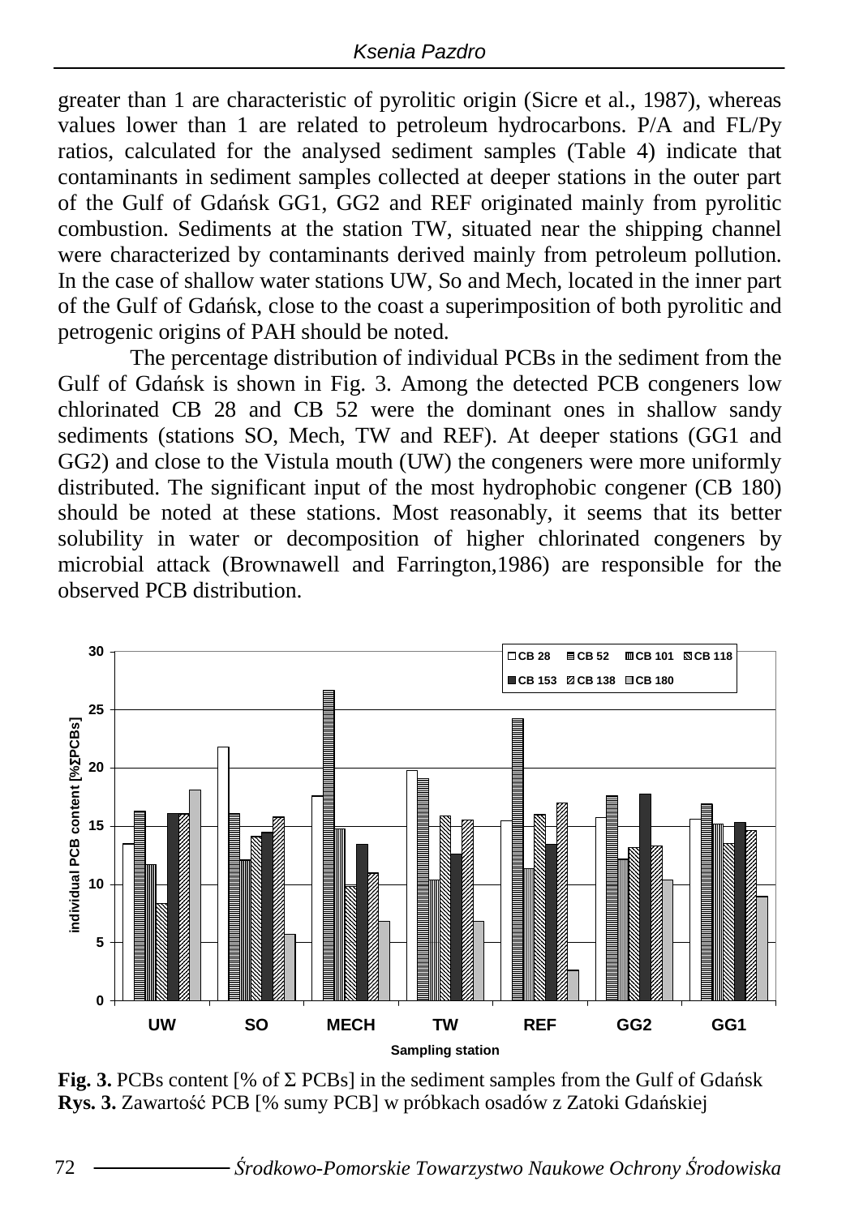greater than 1 are characteristic of pyrolitic origin (Sicre et al., 1987), whereas values lower than 1 are related to petroleum hydrocarbons. P/A and FL/Py ratios, calculated for the analysed sediment samples (Table 4) indicate that contaminants in sediment samples collected at deeper stations in the outer part of the Gulf of Gdańsk GG1, GG2 and REF originated mainly from pyrolitic combustion. Sediments at the station TW, situated near the shipping channel were characterized by contaminants derived mainly from petroleum pollution. In the case of shallow water stations UW, So and Mech, located in the inner part of the Gulf of Gdańsk, close to the coast a superimposition of both pyrolitic and petrogenic origins of PAH should be noted.

The percentage distribution of individual PCBs in the sediment from the Gulf of Gdańsk is shown in Fig. 3. Among the detected PCB congeners low chlorinated CB 28 and CB 52 were the dominant ones in shallow sandy sediments (stations SO, Mech, TW and REF). At deeper stations (GG1 and GG2) and close to the Vistula mouth (UW) the congeners were more uniformly distributed. The significant input of the most hydrophobic congener (CB 180) should be noted at these stations. Most reasonably, it seems that its better solubility in water or decomposition of higher chlorinated congeners by microbial attack (Brownawell and Farrington,1986) are responsible for the observed PCB distribution.

**Fig. 3.** PCBs content [% of Σ PCBs] in the sediment samples from the Gulf of Gdańsk
**Rys. 3.** Zawartość PCB [% sumy PCB] w próbkach osadów z Zatoki Gdańskiej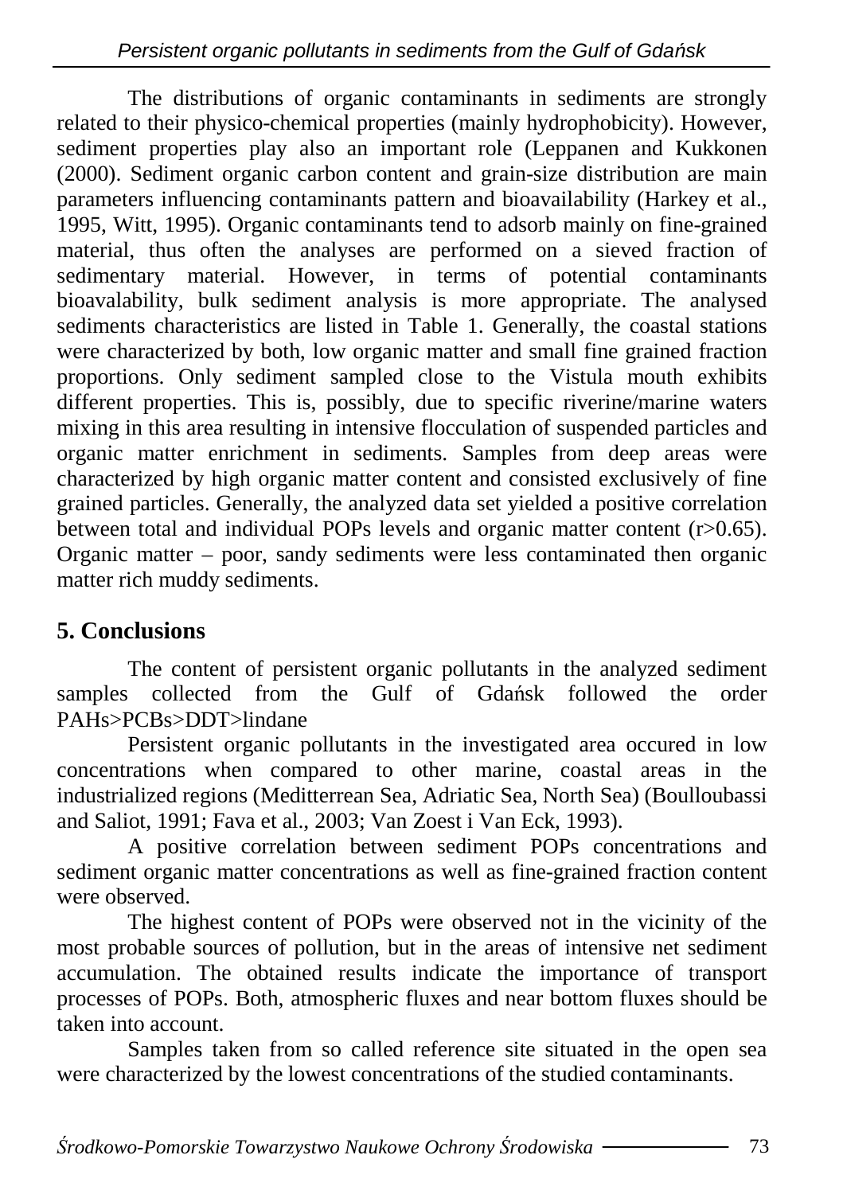The distributions of organic contaminants in sediments are strongly related to their physico-chemical properties (mainly hydrophobicity). However, sediment properties play also an important role (Leppanen and Kukkonen (2000). Sediment organic carbon content and grain-size distribution are main parameters influencing contaminants pattern and bioavailability (Harkey et al., 1995, Witt, 1995). Organic contaminants tend to adsorb mainly on fine-grained material, thus often the analyses are performed on a sieved fraction of sedimentary material. However, in terms of potential contaminants bioavalability, bulk sediment analysis is more appropriate. The analysed sediments characteristics are listed in Table 1. Generally, the coastal stations were characterized by both, low organic matter and small fine grained fraction proportions. Only sediment sampled close to the Vistula mouth exhibits different properties. This is, possibly, due to specific riverine/marine waters mixing in this area resulting in intensive flocculation of suspended particles and organic matter enrichment in sediments. Samples from deep areas were characterized by high organic matter content and consisted exclusively of fine grained particles. Generally, the analyzed data set yielded a positive correlation between total and individual POPs levels and organic matter content ($r>0.65$). Organic matter – poor, sandy sediments were less contaminated then organic matter rich muddy sediments.

## 5. Conclusions

The content of persistent organic pollutants in the analyzed sediment samples collected from the Gulf of Gdańsk followed the order PAHs>PCBs>DDT>lindane

Persistent organic pollutants in the investigated area occured in low concentrations when compared to other marine, coastal areas in the industrialized regions (Meditterrean Sea, Adriatic Sea, North Sea) (Boulloubassi and Saliot, 1991; Fava et al., 2003; Van Zoest i Van Eck, 1993).

A positive correlation between sediment POPs concentrations and sediment organic matter concentrations as well as fine-grained fraction content were observed.

The highest content of POPs were observed not in the vicinity of the most probable sources of pollution, but in the areas of intensive net sediment accumulation. The obtained results indicate the importance of transport processes of POPs. Both, atmospheric fluxes and near bottom fluxes should be taken into account.

Samples taken from so called reference site situated in the open sea were characterized by the lowest concentrations of the studied contaminants.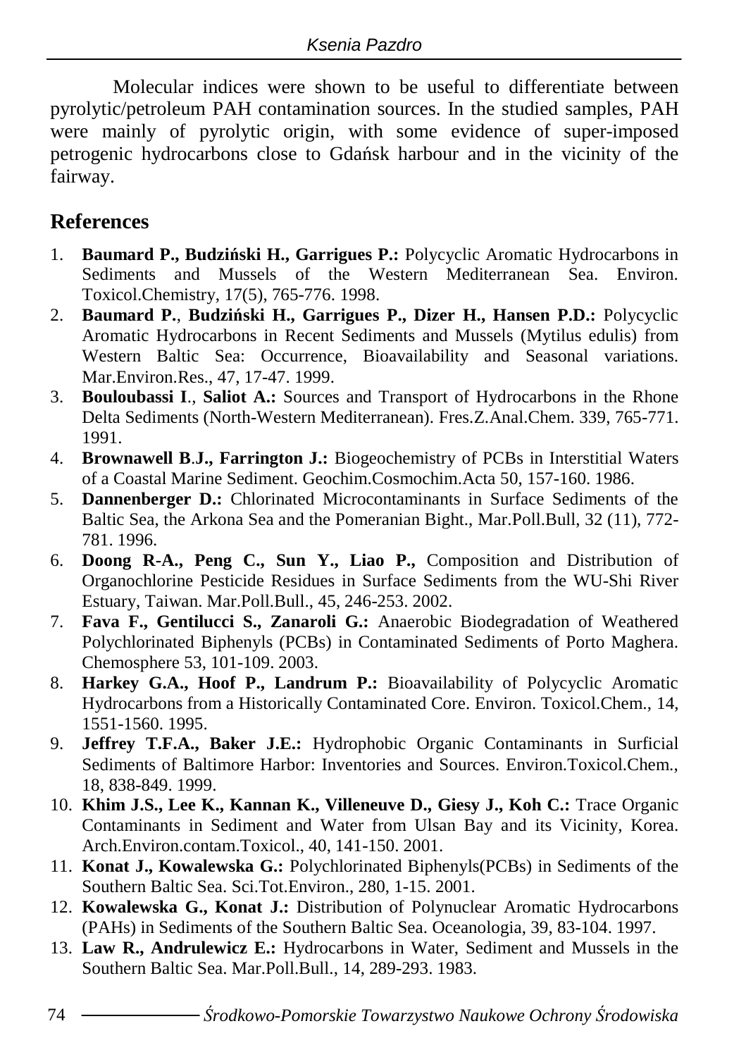Molecular indices were shown to be useful to differentiate between pyrolytic/petroleum PAH contamination sources. In the studied samples, PAH were mainly of pyrolytic origin, with some evidence of super-imposed petrogenic hydrocarbons close to Gdańsk harbour and in the vicinity of the fairway.

## References

1. **Baumard P., Budziński H., Garrigues P.:** Polycyclic Aromatic Hydrocarbons in Sediments and Mussels of the Western Mediterranean Sea. Environ. Toxicol.Chemistry, 17(5), 765-776. 1998.
2. **Baumard P.**, **Budziński H., Garrigues P., Dizer H., Hansen P.D.:** Polycyclic Aromatic Hydrocarbons in Recent Sediments and Mussels (Mytilus edulis) from Western Baltic Sea: Occurrence, Bioavailability and Seasonal variations. Mar.Environ.Res., 47, 17-47. 1999.
3. **Bouloubassi I**., **Saliot A.:** Sources and Transport of Hydrocarbons in the Rhone Delta Sediments (North-Western Mediterranean). Fres.Z.Anal.Chem. 339, 765-771. 1991.
4. **Brownawell B**.**J., Farrington J.:** Biogeochemistry of PCBs in Interstitial Waters of a Coastal Marine Sediment. Geochim.Cosmochim.Acta 50, 157-160. 1986.
5. **Dannenberger D.:** Chlorinated Microcontaminants in Surface Sediments of the Baltic Sea, the Arkona Sea and the Pomeranian Bight., Mar.Poll.Bull, 32 (11), 772-781. 1996.
6. **Doong R-A., Peng C., Sun Y., Liao P.,** Composition and Distribution of Organochlorine Pesticide Residues in Surface Sediments from the WU-Shi River Estuary, Taiwan. Mar.Poll.Bull., 45, 246-253. 2002.
7. **Fava F., Gentilucci S., Zanaroli G.:** Anaerobic Biodegradation of Weathered Polychlorinated Biphenyls (PCBs) in Contaminated Sediments of Porto Maghera. Chemosphere 53, 101-109. 2003.
8. **Harkey G.A., Hoof P., Landrum P.:** Bioavailability of Polycyclic Aromatic Hydrocarbons from a Historically Contaminated Core. Environ. Toxicol.Chem., 14, 1551-1560. 1995.
9. **Jeffrey T.F.A., Baker J.E.:** Hydrophobic Organic Contaminants in Surficial Sediments of Baltimore Harbor: Inventories and Sources. Environ.Toxicol.Chem., 18, 838-849. 1999.
10. **Khim J.S., Lee K., Kannan K., Villeneuve D., Giesy J., Koh C.:** Trace Organic Contaminants in Sediment and Water from Ulsan Bay and its Vicinity, Korea. Arch.Environ.contam.Toxicol., 40, 141-150. 2001.
11. **Konat J., Kowalewska G.:** Polychlorinated Biphenyls(PCBs) in Sediments of the Southern Baltic Sea. Sci.Tot.Environ., 280, 1-15. 2001.
12. **Kowalewska G., Konat J.:** Distribution of Polynuclear Aromatic Hydrocarbons (PAHs) in Sediments of the Southern Baltic Sea. Oceanologia, 39, 83-104. 1997.
13. **Law R., Andrulewicz E.:** Hydrocarbons in Water, Sediment and Mussels in the Southern Baltic Sea. Mar.Poll.Bull., 14, 289-293. 1983.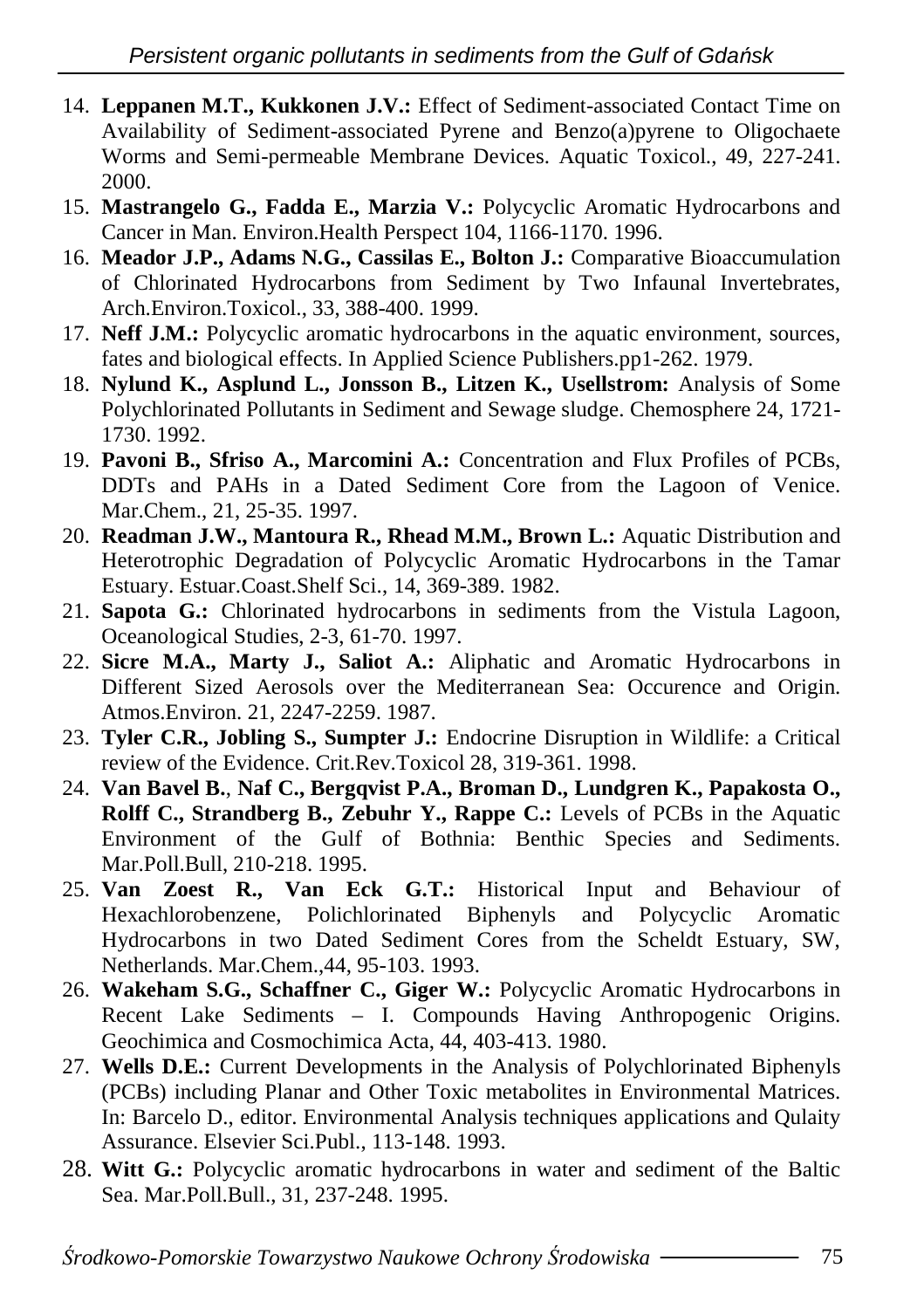14. **Leppanen M.T., Kukkonen J.V.:** Effect of Sediment-associated Contact Time on Availability of Sediment-associated Pyrene and Benzo(a)pyrene to Oligochaete Worms and Semi-permeable Membrane Devices. Aquatic Toxicol., 49, 227-241. 2000.
15. **Mastrangelo G., Fadda E., Marzia V.:** Polycyclic Aromatic Hydrocarbons and Cancer in Man. Environ.Health Perspect 104, 1166-1170. 1996.
16. **Meador J.P., Adams N.G., Cassilas E., Bolton J.:** Comparative Bioaccumulation of Chlorinated Hydrocarbons from Sediment by Two Infaunal Invertebrates, Arch.Environ.Toxicol., 33, 388-400. 1999.
17. **Neff J.M.:** Polycyclic aromatic hydrocarbons in the aquatic environment, sources, fates and biological effects. In Applied Science Publishers.pp1-262. 1979.
18. **Nylund K., Asplund L., Jonsson B., Litzen K., Usellstrom:** Analysis of Some Polychlorinated Pollutants in Sediment and Sewage sludge. Chemosphere 24, 1721-1730. 1992.
19. **Pavoni B., Sfriso A., Marcomini A.:** Concentration and Flux Profiles of PCBs, DDTs and PAHs in a Dated Sediment Core from the Lagoon of Venice. Mar.Chem., 21, 25-35. 1997.
20. **Readman J.W., Mantoura R., Rhead M.M., Brown L.:** Aquatic Distribution and Heterotrophic Degradation of Polycyclic Aromatic Hydrocarbons in the Tamar Estuary. Estuar.Coast.Shelf Sci., 14, 369-389. 1982.
21. **Sapota G.:** Chlorinated hydrocarbons in sediments from the Vistula Lagoon, Oceanological Studies, 2-3, 61-70. 1997.
22. **Sicre M.A., Marty J., Saliot A.:** Aliphatic and Aromatic Hydrocarbons in Different Sized Aerosols over the Mediterranean Sea: Occurence and Origin. Atmos.Environ. 21, 2247-2259. 1987.
23. **Tyler C.R., Jobling S., Sumpter J.:** Endocrine Disruption in Wildlife: a Critical review of the Evidence. Crit.Rev.Toxicol 28, 319-361. 1998.
24. **Van Bavel B.**, **Naf C., Bergqvist P.A., Broman D., Lundgren K., Papakosta O., Rolff C., Strandberg B., Zebuhr Y., Rappe C.:** Levels of PCBs in the Aquatic Environment of the Gulf of Bothnia: Benthic Species and Sediments. Mar.Poll.Bull, 210-218. 1995.
25. **Van Zoest R., Van Eck G.T.:** Historical Input and Behaviour of Hexachlorobenzene, Polichlorinated Biphenyls and Polycyclic Aromatic Hydrocarbons in two Dated Sediment Cores from the Scheldt Estuary, SW, Netherlands. Mar.Chem.,44, 95-103. 1993.
26. **Wakeham S.G., Schaffner C., Giger W.:** Polycyclic Aromatic Hydrocarbons in Recent Lake Sediments – I. Compounds Having Anthropogenic Origins. Geochimica and Cosmochimica Acta, 44, 403-413. 1980.
27. **Wells D.E.:** Current Developments in the Analysis of Polychlorinated Biphenyls (PCBs) including Planar and Other Toxic metabolites in Environmental Matrices. In: Barcelo D., editor. Environmental Analysis techniques applications and Qulaity Assurance. Elsevier Sci.Publ., 113-148. 1993.
28. **Witt G.:** Polycyclic aromatic hydrocarbons in water and sediment of the Baltic Sea. Mar.Poll.Bull., 31, 237-248. 1995.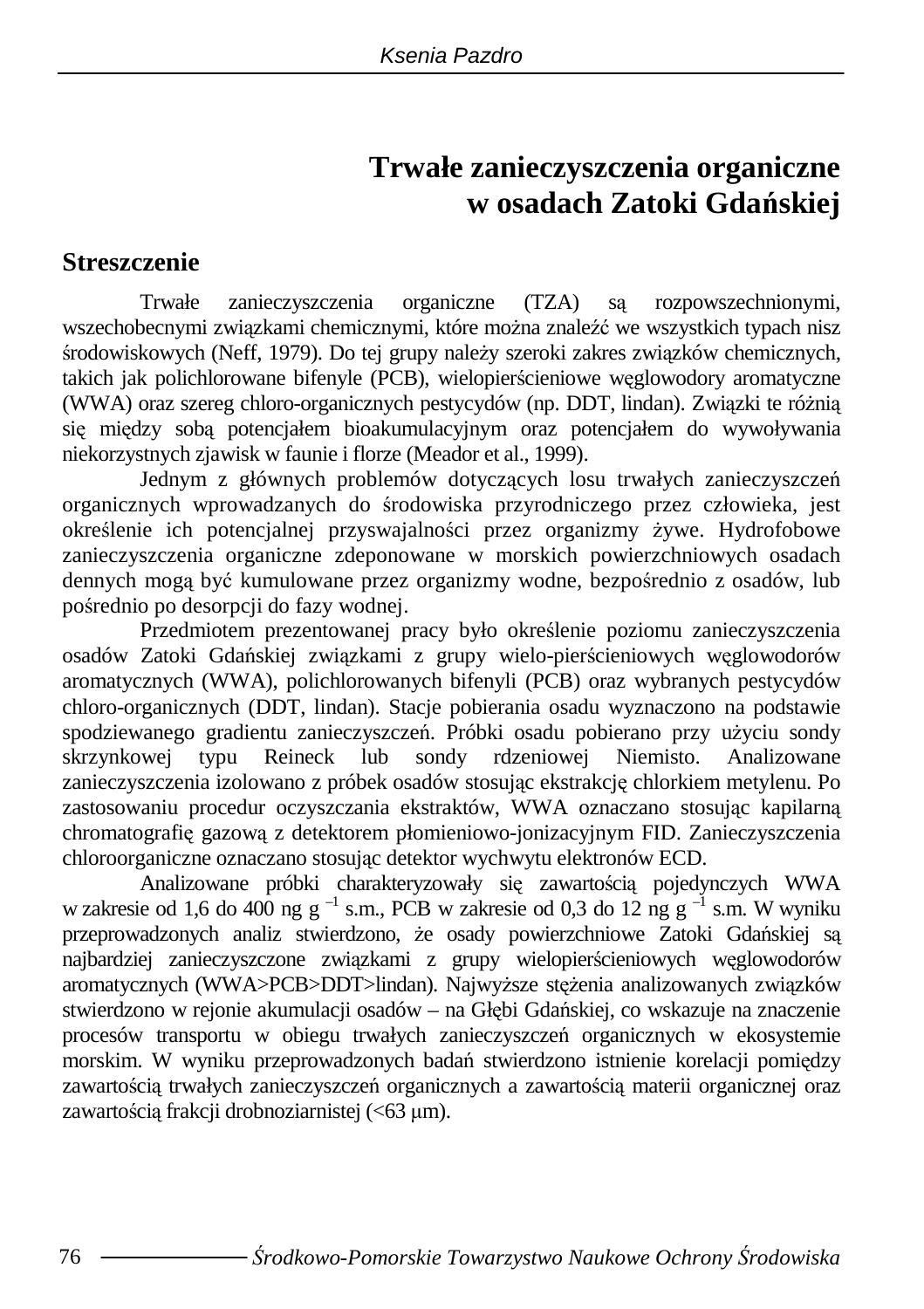# Trwałe zanieczyszczenia organiczne w osadach Zatoki Gdańskiej

## Streszczenie

Trwałe zanieczyszczenia organiczne (TZA) są rozpowszechnionymi, wszechobecnymi związkami chemicznymi, które można znaleźć we wszystkich typach nisz środowiskowych (Neff, 1979). Do tej grupy należy szeroki zakres związków chemicznych, takich jak polichlorowane bifenyle (PCB), wielopierścieniowe węglowodory aromatyczne (WWA) oraz szereg chloro-organicznych pestycydów (np. DDT, lindan). Związki te różnią się między sobą potencjałem bioakumulacyjnym oraz potencjałem do wywoływania niekorzystnych zjawisk w faunie i florze (Meador et al., 1999).

Jednym z głównych problemów dotyczących losu trwałych zanieczyszczeń organicznych wprowadzanych do środowiska przyrodniczego przez człowieka, jest określenie ich potencjalnej przyswajalności przez organizmy żywe. Hydrofobowe zanieczyszczenia organiczne zdeponowane w morskich powierzchniowych osadach dennych mogą być kumulowane przez organizmy wodne, bezpośrednio z osadów, lub pośrednio po desorpcji do fazy wodnej.

Przedmiotem prezentowanej pracy było określenie poziomu zanieczyszczenia osadów Zatoki Gdańskiej związkami z grupy wielo-pierścieniowych węglowodorów aromatycznych (WWA), polichlorowanych bifenyli (PCB) oraz wybranych pestycydów chloro-organicznych (DDT, lindan). Stacje pobierania osadu wyznaczono na podstawie spodziewanego gradientu zanieczyszczeń. Próbki osadu pobierano przy użyciu sondy skrzynkowej typu Reineck lub sondy rdzeniowej Niemisto. Analizowane zanieczyszczenia izolowano z próbek osadów stosując ekstrakcję chlorkiem metylenu. Po zastosowaniu procedur oczyszczania ekstraktów, WWA oznaczano stosując kapilarną chromatografię gazową z detektorem płomieniowo-jonizacyjnym FID. Zanieczyszczenia chloroorganiczne oznaczano stosując detektor wychwytu elektronów ECD.

Analizowane próbki charakteryzowały się zawartością pojedynczych WWA w zakresie od 1,6 do 400 ng $g^{-1}$ s.m., PCB w zakresie od 0,3 do 12 ng $g^{-1}$ s.m. W wyniku przeprowadzonych analiz stwierdzono, że osady powierzchniowe Zatoki Gdańskiej są najbardziej zanieczyszczone związkami z grupy wielopierścieniowych węglowodorów aromatycznych (WWA>PCB>DDT>lindan). Najwyższe stężenia analizowanych związków stwierdzono w rejonie akumulacji osadów – na Głębi Gdańskiej, co wskazuje na znaczenie procesów transportu w obiegu trwałych zanieczyszczeń organicznych w ekosystemie morskim. W wyniku przeprowadzonych badań stwierdzono istnienie korelacji pomiędzy zawartością trwałych zanieczyszczeń organicznych a zawartością materii organicznej oraz zawartością frakcji drobnoziarnistej (<63 μm).